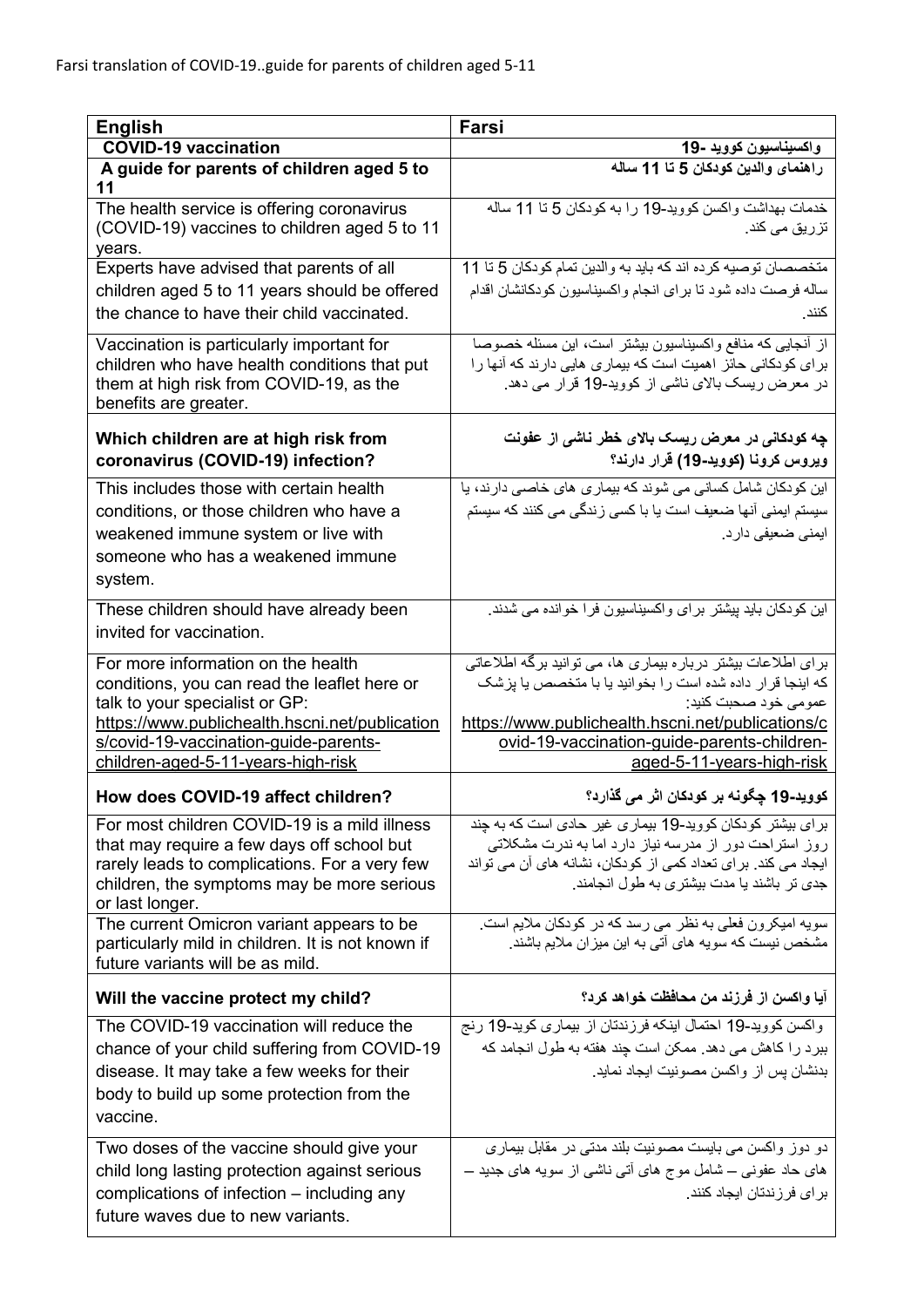Farsi translation of COVID-19..guide for parents of children aged 5-11

| English | Farsi |
|---|---|
| **COVID-19 vaccination** | **واکسیناسیون کووید -19** |
| **A guide for parents of children aged 5 to 11** | **راهنمای والدین کودکان 5 تا 11 ساله** |
| The health service is offering coronavirus (COVID-19) vaccines to children aged 5 to 11 years. | خدمات بهداشت واکسن کووید-19 را به کودکان 5 تا 11 ساله تزریق می کند. |
| Experts have advised that parents of all children aged 5 to 11 years should be offered the chance to have their child vaccinated. | متخصصان توصیه کرده اند که باید به والدین تمام کودکان 5 تا 11 ساله فرصت داده شود تا برای انجام واکسیناسیون کودکانشان اقدام کنند. |
| Vaccination is particularly important for children who have health conditions that put them at high risk from COVID-19, as the benefits are greater. | از آنجایی که منافع واکسیناسیون بیشتر است، این مسئله خصوصا برای کودکانی حائز اهمیت است که بیماری هایی دارند که آنها را در معرض ریسک بالای ناشی از کووید-19 قرار می دهد. |
| **Which children are at high risk from coronavirus (COVID-19) infection?** | **چه کودکانی در معرض ریسک بالای خطر ناشی از عفونت ویروس کرونا (کووید-19) قرار دارند؟** |
| This includes those with certain health conditions, or those children who have a weakened immune system or live with someone who has a weakened immune system. | این کودکان شامل کسانی می شوند که بیماری های خاصی دارند، یا سیستم ایمنی آنها ضعیف است یا با کسی زندگی می کنند که سیستم ایمنی ضعیفی دارد. |
| These children should have already been invited for vaccination. | این کودکان باید پیشتر برای واکسیناسیون فرا خوانده می شدند. |
| For more information on the health conditions, you can read the leaflet here or talk to your specialist or GP: https://www.publichealth.hscni.net/publications/covid-19-vaccination-guide-parents-children-aged-5-11-years-high-risk | برای اطلاعات بیشتر درباره بیماری ها، می توانید برگه اطلاعاتی که اینجا قرار داده شده است را بخوانید یا با متخصص یا پزشک عمومی خود صحبت کنید: https://www.publichealth.hscni.net/publications/covid-19-vaccination-guide-parents-children-aged-5-11-years-high-risk |
| **How does COVID-19 affect children?** | **کووید-19 چگونه بر کودکان اثر می گذارد؟** |
| For most children COVID-19 is a mild illness that may require a few days off school but rarely leads to complications. For a very few children, the symptoms may be more serious or last longer. | برای بیشتر کودکان کووید-19 بیماری غیر حادی است که به چند روز استراحت دور از مدرسه نیاز دارد اما به ندرت مشکلاتی ایجاد می کند. برای تعداد کمی از کودکان، نشانه های آن می تواند جدی تر باشند یا مدت بیشتری به طول انجامند. |
| The current Omicron variant appears to be particularly mild in children. It is not known if future variants will be as mild. | سویه امیکرون فعلی به نظر می رسد که در کودکان ملایم است. مشخص نیست که سویه های آتی به این میزان ملایم باشند. |
| **Will the vaccine protect my child?** | **آیا واکسن از فرزند من محافظت خواهد کرد؟** |
| The COVID-19 vaccination will reduce the chance of your child suffering from COVID-19 disease. It may take a few weeks for their body to build up some protection from the vaccine. | واکسن کووید-19 احتمال اینکه فرزندتان از بیماری کوید-19 رنج ببرد را کاهش می دهد. ممکن است چند هفته به طول انجامد که بدنشان پس از واکسن مصونیت ایجاد نماید. |
| Two doses of the vaccine should give your child long lasting protection against serious complications of infection – including any future waves due to new variants. | دو دوز واکسن می بایست مصونیت بلند مدتی در مقابل بیماری های حاد عفونی – شامل موج های آتی ناشی از سویه های جدید – برای فرزندتان ایجاد کنند. |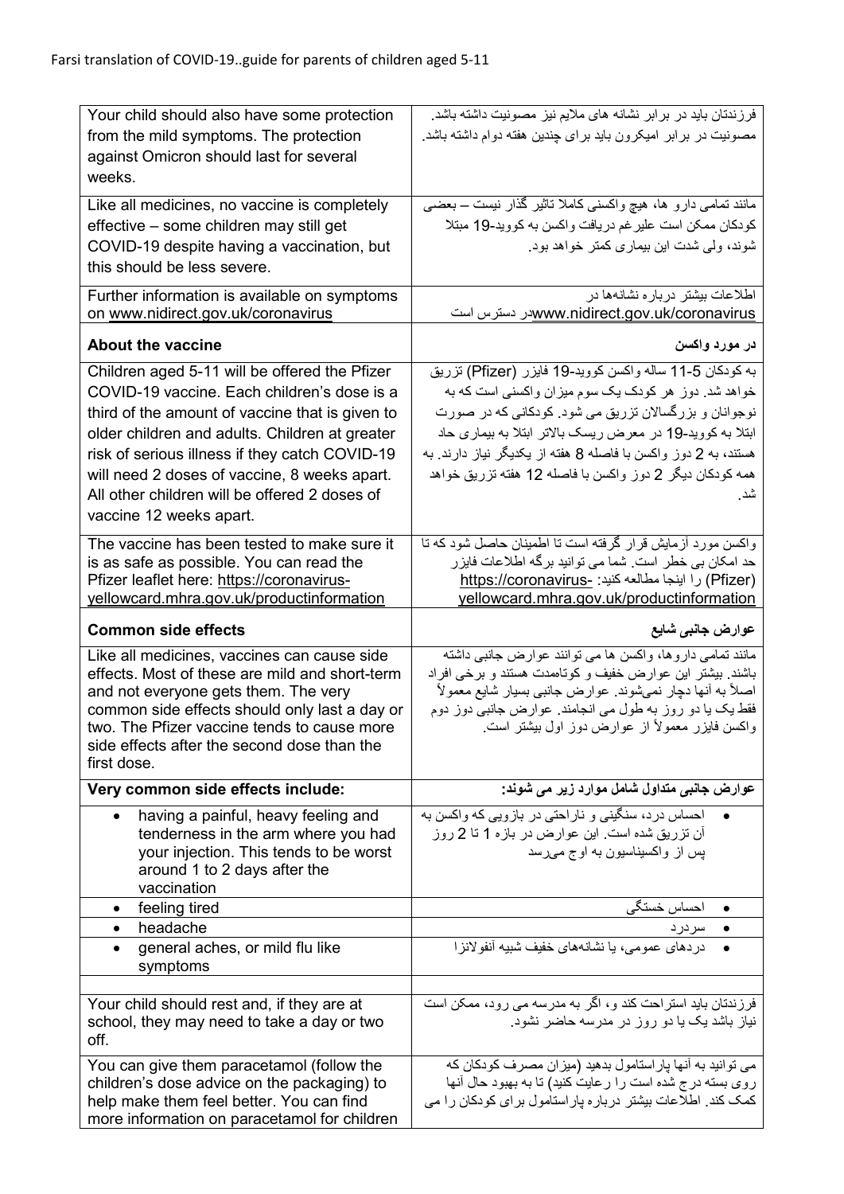| Your child should also have some protection from the mild symptoms. The protection against Omicron should last for several weeks. | فرزندتان باید در برابر نشانه های ملایم نیز مصونیت داشته باشد. مصونیت در برابر امیکرون باید برای چندین هفته دوام داشته باشد. |
|---|---|
| Like all medicines, no vaccine is completely effective – some children may still get COVID-19 despite having a vaccination, but this should be less severe. | مانند تمامی دارو ها، هیچ واکسنی کاملا تاثیر گذار نیست – بعضی کودکان ممکن است علیرغم دریافت واکسن به کووید-19 مبتلا شوند، ولی شدت این بیماری کمتر خواهد بود. |
| Further information is available on symptoms on www.nidirect.gov.uk/coronavirus | اطلاعات بیشتر درباره نشانه‌ها در www.nidirect.gov.uk/coronavirus در دسترس است |
| **About the vaccine** | **در مورد واکسن** |
| Children aged 5-11 will be offered the Pfizer COVID-19 vaccine. Each children's dose is a third of the amount of vaccine that is given to older children and adults. Children at greater risk of serious illness if they catch COVID-19 will need 2 doses of vaccine, 8 weeks apart. All other children will be offered 2 doses of vaccine 12 weeks apart. | به کودکان 5-11 ساله واکسن کووید-19 فایزر (Pfizer) تزریق خواهد شد. دوز هر کودک یک سوم میزان واکسنی است که به نوجوانان و بزرگسالان تزریق می شود. کودکانی که در صورت ابتلا به کووید-19 در معرض ریسک بالاتر ابتلا به بیماری حاد هستند، به 2 دوز واکسن با فاصله 8 هفته از یکدیگر نیاز دارند. به همه کودکان دیگر 2 دوز واکسن با فاصله 12 هفته تزریق خواهد شد. |
| The vaccine has been tested to make sure it is as safe as possible. You can read the Pfizer leaflet here: https://coronavirus-yellowcard.mhra.gov.uk/productinformation | واکسن مورد آزمایش قرار گرفته است تا اطمینان حاصل شود که تا حد امکان بی خطر است. شما می توانید برگه اطلاعات فایزر (Pfizer) را اینجا مطالعه کنید: https://coronavirus-yellowcard.mhra.gov.uk/productinformation |
| **Common side effects** | **عوارض جانبی شایع** |
| Like all medicines, vaccines can cause side effects. Most of these are mild and short-term and not everyone gets them. The very common side effects should only last a day or two. The Pfizer vaccine tends to cause more side effects after the second dose than the first dose. | مانند تمامی داروها، واکسن ها می توانند عوارض جانبی داشته باشند. بیشتر این عوارض خفیف و کوتاه‌مدت هستند و برخی افراد اصلاً به آنها دچار نمی‌شوند. عوارض جانبی بسیار شایع معمولاً فقط یک یا دو روز به طول می انجامند. عوارض جانبی دوز دوم واکسن فایزر معمولاً از عوارض دوز اول بیشتر است. |
| **Very common side effects include:** | **عوارض جانبی متداول شامل موارد زیر می شوند:** |
| • having a painful, heavy feeling and tenderness in the arm where you had your injection. This tends to be worst around 1 to 2 days after the vaccination | • احساس درد، سنگینی و ناراحتی در بازویی که واکسن به آن تزریق شده است. این عوارض در بازه 1 تا 2 روز پس از واکسیناسیون به اوج می‌رسد |
| • feeling tired | • احساس خستگی |
| • headache | • سردرد |
| • general aches, or mild flu like symptoms | • دردهای عمومی، یا نشانه‌های خفیف شبیه آنفولانزا |
| | |
| Your child should rest and, if they are at school, they may need to take a day or two off. | فرزندتان باید استراحت کند و، اگر به مدرسه می رود، ممکن است نیاز باشد یک یا دو روز در مدرسه حاضر نشود. |
| You can give them paracetamol (follow the children's dose advice on the packaging) to help make them feel better. You can find more information on paracetamol for children | می توانید به آنها پاراستامول بدهید (میزان مصرف کودکان که روی بسته درج شده است را رعایت کنید) تا به بهبود حال آنها کمک کند. اطلاعات بیشتر درباره پاراستامول برای کودکان را می |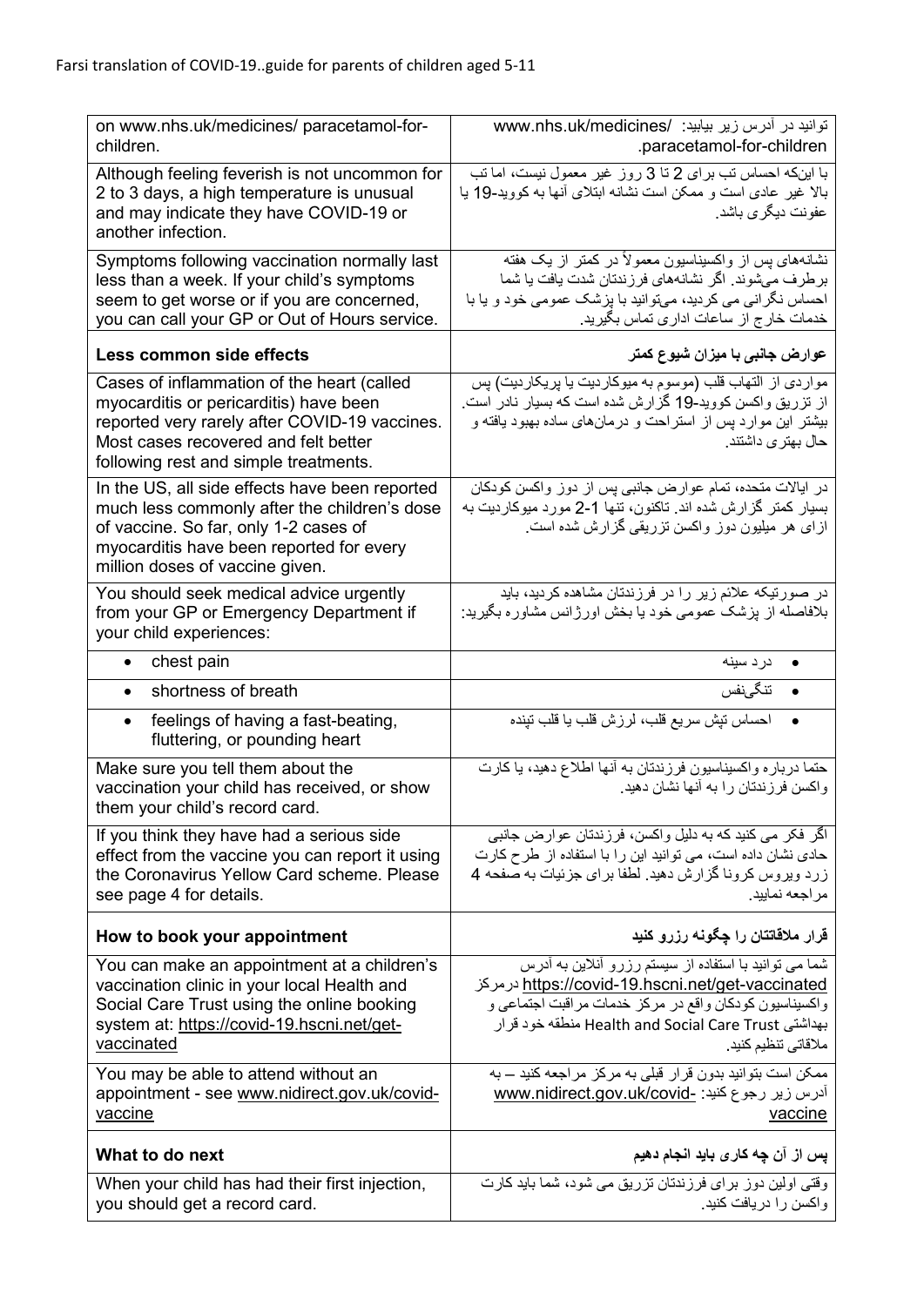| | |
|---|---|
| on www.nhs.uk/medicines/ paracetamol-for-children. | توانید در آدرس زیر بیابید: /www.nhs.uk/medicines paracetamol-for-children. |
| Although feeling feverish is not uncommon for 2 to 3 days, a high temperature is unusual and may indicate they have COVID-19 or another infection. | با اینکه احساس تب برای 2 تا 3 روز غیر معمول نیست، اما تب بالا غیر عادی است و ممکن است نشانه ابتلای آنها به کووید-19 یا عفونت دیگری باشد. |
| Symptoms following vaccination normally last less than a week. If your child's symptoms seem to get worse or if you are concerned, you can call your GP or Out of Hours service. | نشانه‌های پس از واکسیناسیون معمولاً در کمتر از یک هفته برطرف می‌شوند. اگر نشانه‌های فرزندتان شدت یافت یا شما احساس نگرانی می کردید، می‌توانید با پزشک عمومی خود و یا با خدمات خارج از ساعات اداری تماس بگیرید. |
| **Less common side effects** | **عوارض جانبی با میزان شیوع کمتر** |
| Cases of inflammation of the heart (called myocarditis or pericarditis) have been reported very rarely after COVID-19 vaccines. Most cases recovered and felt better following rest and simple treatments. | مواردی از التهاب قلب (موسوم به میوکاردیت یا پریکاردیت) پس از تزریق واکسن کووید-19 گزارش شده است که بسیار نادر است. بیشتر این موارد پس از استراحت و درمان‌های ساده بهبود یافته و حال بهتری داشتند. |
| In the US, all side effects have been reported much less commonly after the children's dose of vaccine. So far, only 1-2 cases of myocarditis have been reported for every million doses of vaccine given. | در ایالات متحده، تمام عوارض جانبی پس از دوز واکسن کودکان بسیار کمتر گزارش شده اند. تاکنون، تنها 1-2 مورد میوکاردیت به ازای هر میلیون دوز واکسن تزریقی گزارش شده است. |
| You should seek medical advice urgently from your GP or Emergency Department if your child experiences: | در صورتیکه علائم زیر را در فرزندتان مشاهده کردید، باید بلافاصله از پزشک عمومی خود یا بخش اورژانس مشاوره بگیرید: |
| • chest pain | • درد سینه |
| • shortness of breath | • تنگی‌نفس |
| • feelings of having a fast-beating, fluttering, or pounding heart | • احساس تپش سریع قلب، لرزش قلب یا قلب تپنده |
| Make sure you tell them about the vaccination your child has received, or show them your child's record card. | حتما درباره واکسیناسیون فرزندتان به آنها اطلاع دهید، یا کارت واکسن فرزندتان را به آنها نشان دهید. |
| If you think they have had a serious side effect from the vaccine you can report it using the Coronavirus Yellow Card scheme. Please see page 4 for details. | اگر فکر می کنید که به دلیل واکسن، فرزندتان عوارض جانبی حادی نشان داده است، می توانید این را با استفاده از طرح کارت زرد ویروس کرونا گزارش دهید. لطفا برای جزئیات به صفحه 4 مراجعه نمایید. |
| **How to book your appointment** | **قرار ملاقاتتان را چگونه رزرو کنید** |
| You can make an appointment at a children's vaccination clinic in your local Health and Social Care Trust using the online booking system at: https://covid-19.hscni.net/get-vaccinated | شما می توانید با استفاده از سیستم رزرو آنلاین به آدرس https://covid-19.hscni.net/get-vaccinated درمرکز واکسیناسیون کودکان واقع در مرکز خدمات مراقبت اجتماعی و بهداشتی Health and Social Care Trust منطقه خود قرار ملاقاتی تنظیم کنید. |
| You may be able to attend without an appointment - see www.nidirect.gov.uk/covid-vaccine | ممکن است بتوانید بدون قرار قبلی به مرکز مراجعه کنید – به آدرس زیر رجوع کنید: www.nidirect.gov.uk/covid-vaccine |
| **What to do next** | **پس از آن چه کاری باید انجام دهیم** |
| When your child has had their first injection, you should get a record card. | وقتی اولین دوز برای فرزندتان تزریق می شود، شما باید کارت واکسن را دریافت کنید. |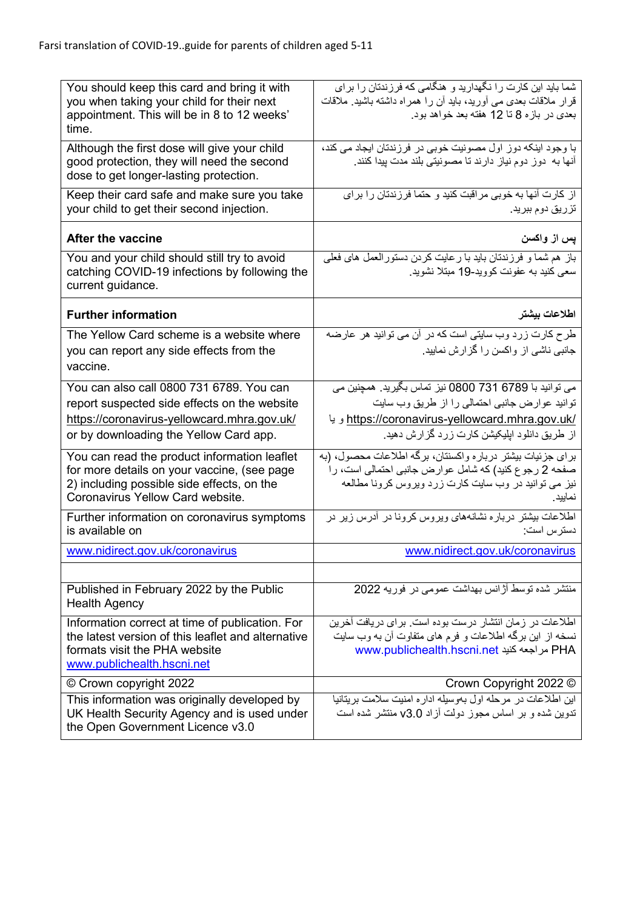Farsi translation of COVID-19..guide for parents of children aged 5-11

| | |
|---|---|
| You should keep this card and bring it with you when taking your child for their next appointment. This will be in 8 to 12 weeks' time. | شما باید این کارت را نگهدارید و هنگامی که فرزندتان را برای قرار ملاقات بعدی می آورید، باید آن را همراه داشته باشید. ملاقات بعدی در بازه 8 تا 12 هفته بعد خواهد بود. |
| Although the first dose will give your child good protection, they will need the second dose to get longer-lasting protection. | با وجود اینکه دوز اول مصونیت خوبی در فرزندتان ایجاد می کند، آنها به دوز دوم نیاز دارند تا مصونیتی بلند مدت پیدا کنند. |
| Keep their card safe and make sure you take your child to get their second injection. | از کارت آنها به خوبی مراقبت کنید و حتما فرزندتان را برای تزریق دوم ببرید. |
| **After the vaccine** | **پس از واکسن** |
| You and your child should still try to avoid catching COVID-19 infections by following the current guidance. | باز هم شما و فرزندتان باید با رعایت کردن دستورالعمل های فعلی سعی کنید به عفونت کووید-19 مبتلا نشوید. |
| **Further information** | **اطلاعات بیشتر** |
| The Yellow Card scheme is a website where you can report any side effects from the vaccine. | طرح کارت زرد وب سایتی است که در آن می توانید هر عارضه جانبی ناشی از واکسن را گزارش نمایید. |
| You can also call 0800 731 6789. You can report suspected side effects on the website https://coronavirus-yellowcard.mhra.gov.uk/ or by downloading the Yellow Card app. | می توانید با 0800 731 6789 نیز تماس بگیرید. همچنین می توانید عوارض جانبی احتمالی را از طریق وب سایت https://coronavirus-yellowcard.mhra.gov.uk/ و یا از طریق دانلود اپلیکیشن کارت زرد گزارش دهید. |
| You can read the product information leaflet for more details on your vaccine, (see page 2) including possible side effects, on the Coronavirus Yellow Card website. | برای جزئیات بیشتر درباره واکسنتان، برگه اطلاعات محصول، (به صفحه 2 رجوع کنید) که شامل عوارض جانبی احتمالی است، را نیز می توانید در وب سایت کارت زرد ویروس کرونا مطالعه نمایید. |
| Further information on coronavirus symptoms is available on | اطلاعات بیشتر درباره نشانه‌های ویروس کرونا در آدرس زیر در دسترس است: |
| www.nidirect.gov.uk/coronavirus | www.nidirect.gov.uk/coronavirus |
| | |
| Published in February 2022 by the Public Health Agency | منتشر شده توسط آژانس بهداشت عمومی در فوریه 2022 |
| Information correct at time of publication. For the latest version of this leaflet and alternative formats visit the PHA website www.publichealth.hscni.net | اطلاعات در زمان انتشار درست بوده است. برای دریافت آخرین نسخه از این برگه اطلاعات و فرم های متفاوت آن به وب سایت PHA مراجعه کنید www.publichealth.hscni.net |
| © Crown copyright 2022 | Crown Copyright 2022 © |
| This information was originally developed by UK Health Security Agency and is used under the Open Government Licence v3.0 | این اطلاعات در مرحله اول بوسیله اداره امنیت سلامت بریتانیا تدوین شده و بر اساس مجوز دولت آزاد v3.0 منتشر شده است |